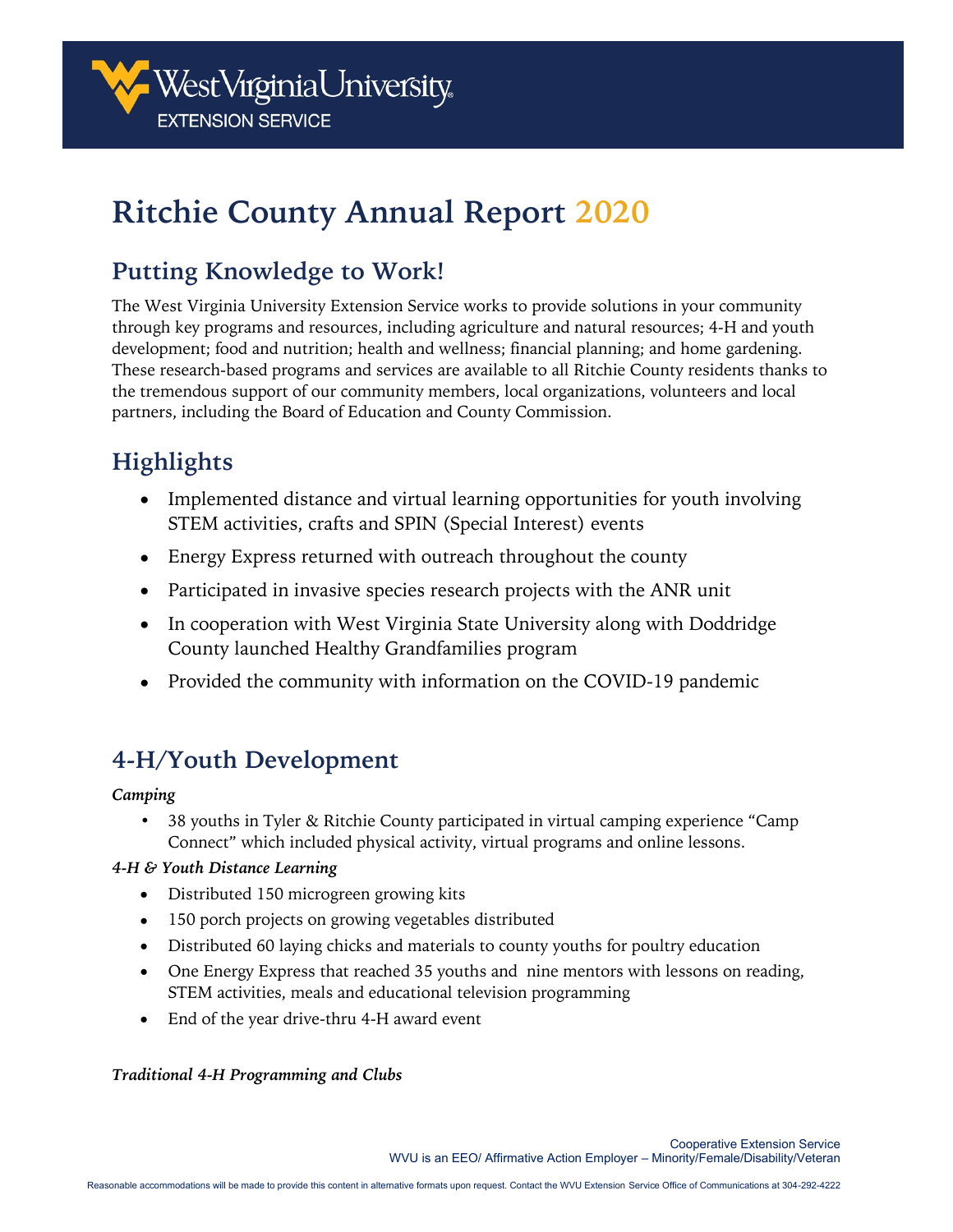West Virginia University EXTENSION SERVICE

# Ritchie County Annual Report 2020

## Putting Knowledge to Work!

The West Virginia University Extension Service works to provide solutions in your community through key programs and resources, including agriculture and natural resources; 4-H and youth development; food and nutrition; health and wellness; financial planning; and home gardening. These research-based programs and services are available to all Ritchie County residents thanks to the tremendous support of our community members, local organizations, volunteers and local partners, including the Board of Education and County Commission.

## Highlights

- Implemented distance and virtual learning opportunities for youth involving STEM activities, crafts and SPIN (Special Interest) events
- Energy Express returned with outreach throughout the county
- Participated in invasive species research projects with the ANR unit
- In cooperation with West Virginia State University along with Doddridge County launched Healthy Grandfamilies program
- Provided the community with information on the COVID-19 pandemic

## 4-H/Youth Development

***Camping***

- 38 youths in Tyler & Ritchie County participated in virtual camping experience "Camp Connect" which included physical activity, virtual programs and online lessons.

***4-H & Youth Distance Learning***

- Distributed 150 microgreen growing kits
- 150 porch projects on growing vegetables distributed
- Distributed 60 laying chicks and materials to county youths for poultry education
- One Energy Express that reached 35 youths and nine mentors with lessons on reading, STEM activities, meals and educational television programming
- End of the year drive-thru 4-H award event

***Traditional 4-H Programming and Clubs***

Cooperative Extension Service
WVU is an EEO/ Affirmative Action Employer – Minority/Female/Disability/Veteran

Reasonable accommodations will be made to provide this content in alternative formats upon request. Contact the WVU Extension Service Office of Communications at 304-292-4222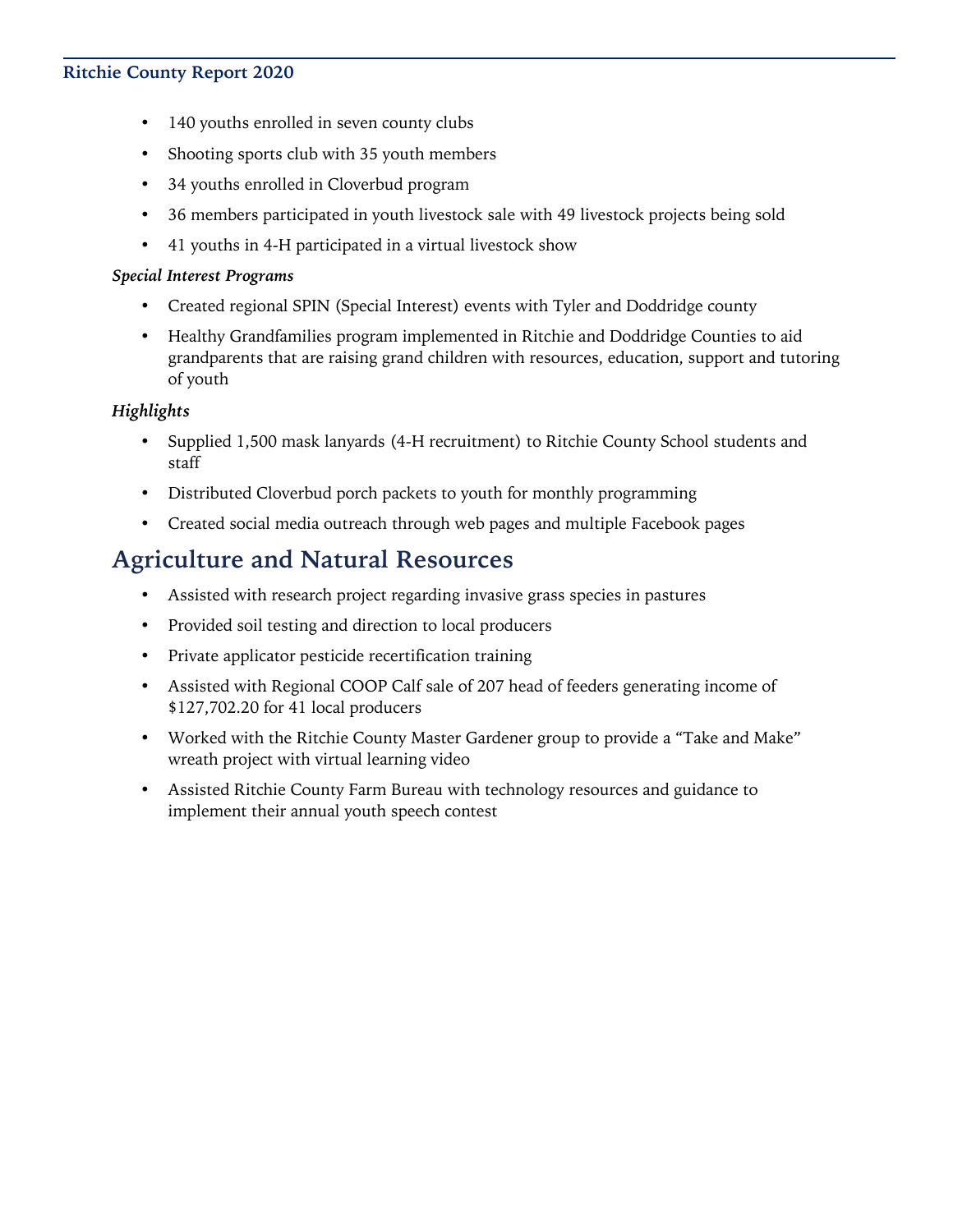- 140 youths enrolled in seven county clubs
- Shooting sports club with 35 youth members
- 34 youths enrolled in Cloverbud program
- 36 members participated in youth livestock sale with 49 livestock projects being sold
- 41 youths in 4-H participated in a virtual livestock show

### *Special Interest Programs*

- Created regional SPIN (Special Interest) events with Tyler and Doddridge county
- Healthy Grandfamilies program implemented in Ritchie and Doddridge Counties to aid grandparents that are raising grand children with resources, education, support and tutoring of youth

### *Highlights*

- Supplied 1,500 mask lanyards (4-H recruitment) to Ritchie County School students and staff
- Distributed Cloverbud porch packets to youth for monthly programming
- Created social media outreach through web pages and multiple Facebook pages

## Agriculture and Natural Resources

- Assisted with research project regarding invasive grass species in pastures
- Provided soil testing and direction to local producers
- Private applicator pesticide recertification training
- Assisted with Regional COOP Calf sale of 207 head of feeders generating income of $127,702.20 for 41 local producers
- Worked with the Ritchie County Master Gardener group to provide a "Take and Make" wreath project with virtual learning video
- Assisted Ritchie County Farm Bureau with technology resources and guidance to implement their annual youth speech contest